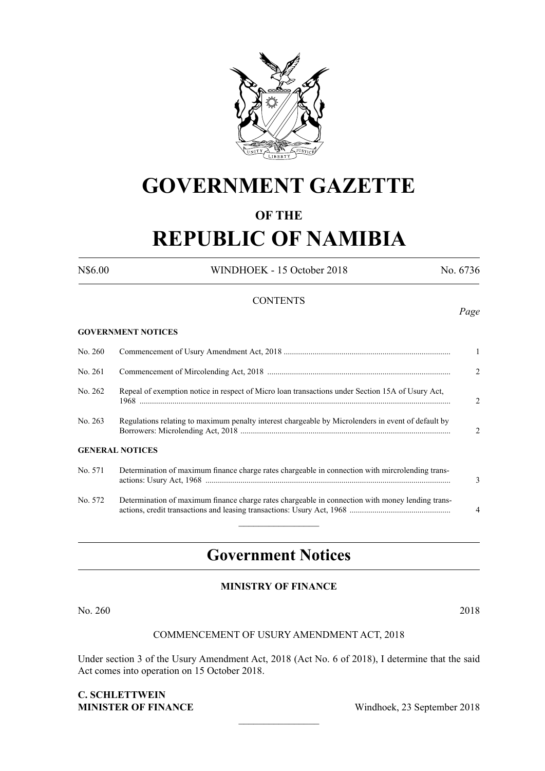# GOVERNMENT GAZETTE

## OF THE

# REPUBLIC OF NAMIBIA

N$6.00 WINDHOEK - 15 October 2018 No. 6736

CONTENTS

*Page*

**GOVERNMENT NOTICES**

| | | |
|---|---|---|
| No. 260 | Commencement of Usury Amendment Act, 2018 | 1 |
| No. 261 | Commencement of Mircolending Act, 2018 | 2 |
| No. 262 | Repeal of exemption notice in respect of Micro loan transactions under Section 15A of Usury Act, 1968 | 2 |
| No. 263 | Regulations relating to maximum penalty interest chargeable by Microlenders in event of default by Borrowers: Microlending Act, 2018 | 2 |

**GENERAL NOTICES**

| | | |
|---|---|---|
| No. 571 | Determination of maximum finance charge rates chargeable in connection with mircrolending transactions: Usury Act, 1968 | 3 |
| No. 572 | Determination of maximum finance charge rates chargeable in connection with money lending transactions, credit transactions and leasing transactions: Usury Act, 1968 | 4 |

## Government Notices

### MINISTRY OF FINANCE

No. 260 2018

COMMENCEMENT OF USURY AMENDMENT ACT, 2018

Under section 3 of the Usury Amendment Act, 2018 (Act No. 6 of 2018), I determine that the said Act comes into operation on 15 October 2018.

**C. SCHLETTWEIN**
**MINISTER OF FINANCE** Windhoek, 23 September 2018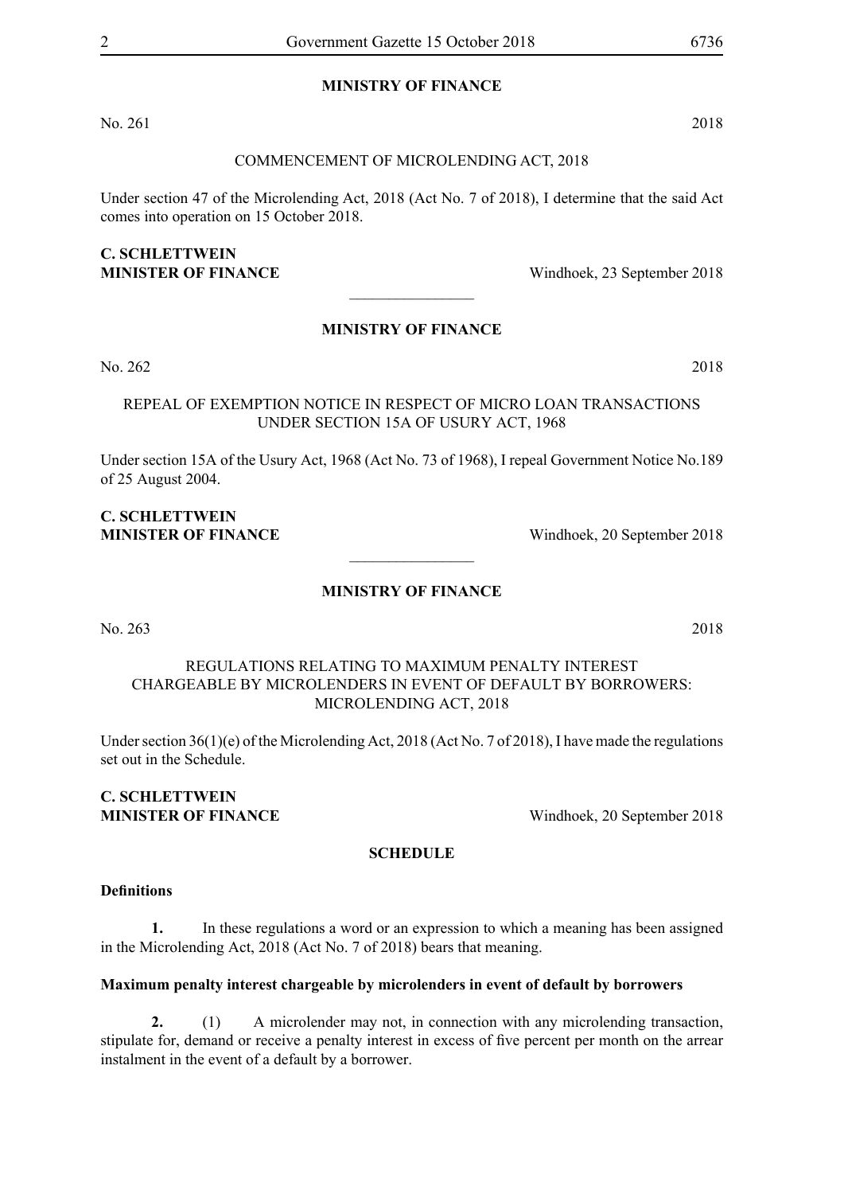## MINISTRY OF FINANCE

No. 261 2018

COMMENCEMENT OF MICROLENDING ACT, 2018

Under section 47 of the Microlending Act, 2018 (Act No. 7 of 2018), I determine that the said Act comes into operation on 15 October 2018.

**C. SCHLETTWEIN**
**MINISTER OF FINANCE** Windhoek, 23 September 2018

________________

## MINISTRY OF FINANCE

No. 262 2018

REPEAL OF EXEMPTION NOTICE IN RESPECT OF MICRO LOAN TRANSACTIONS UNDER SECTION 15A OF USURY ACT, 1968

Under section 15A of the Usury Act, 1968 (Act No. 73 of 1968), I repeal Government Notice No.189 of 25 August 2004.

**C. SCHLETTWEIN**
**MINISTER OF FINANCE** Windhoek, 20 September 2018

________________

## MINISTRY OF FINANCE

No. 263 2018

REGULATIONS RELATING TO MAXIMUM PENALTY INTEREST CHARGEABLE BY MICROLENDERS IN EVENT OF DEFAULT BY BORROWERS: MICROLENDING ACT, 2018

Under section 36(1)(e) of the Microlending Act, 2018 (Act No. 7 of 2018), I have made the regulations set out in the Schedule.

**C. SCHLETTWEIN**
**MINISTER OF FINANCE** Windhoek, 20 September 2018

**SCHEDULE**

**Definitions**

**1.** In these regulations a word or an expression to which a meaning has been assigned in the Microlending Act, 2018 (Act No. 7 of 2018) bears that meaning.

**Maximum penalty interest chargeable by microlenders in event of default by borrowers**

**2.** (1) A microlender may not, in connection with any microlending transaction, stipulate for, demand or receive a penalty interest in excess of five percent per month on the arrear instalment in the event of a default by a borrower.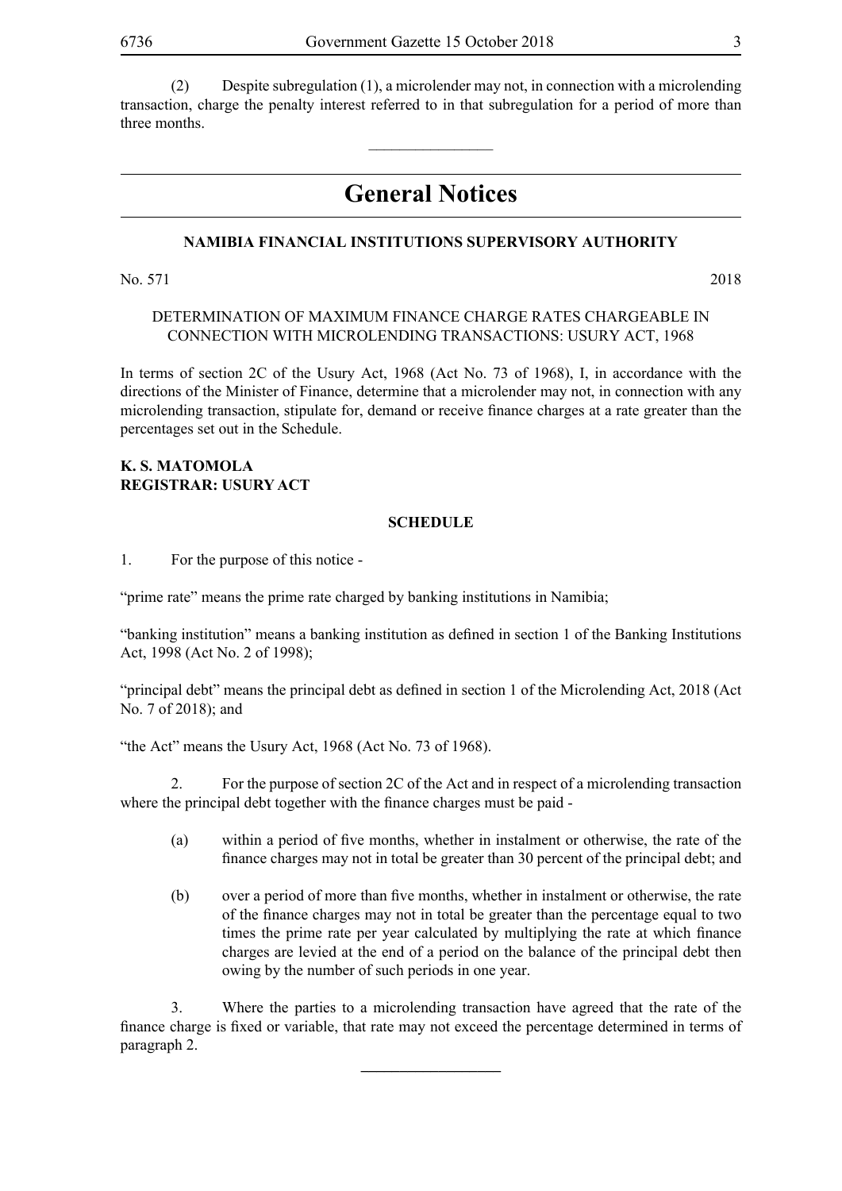(2) Despite subregulation (1), a microlender may not, in connection with a microlending transaction, charge the penalty interest referred to in that subregulation for a period of more than three months.

________________

# General Notices

## NAMIBIA FINANCIAL INSTITUTIONS SUPERVISORY AUTHORITY

No. 571 2018

DETERMINATION OF MAXIMUM FINANCE CHARGE RATES CHARGEABLE IN CONNECTION WITH MICROLENDING TRANSACTIONS: USURY ACT, 1968

In terms of section 2C of the Usury Act, 1968 (Act No. 73 of 1968), I, in accordance with the directions of the Minister of Finance, determine that a microlender may not, in connection with any microlending transaction, stipulate for, demand or receive finance charges at a rate greater than the percentages set out in the Schedule.

**K. S. MATOMOLA**
**REGISTRAR: USURY ACT**

**SCHEDULE**

1. For the purpose of this notice -

"prime rate" means the prime rate charged by banking institutions in Namibia;

"banking institution" means a banking institution as defined in section 1 of the Banking Institutions Act, 1998 (Act No. 2 of 1998);

"principal debt" means the principal debt as defined in section 1 of the Microlending Act, 2018 (Act No. 7 of 2018); and

"the Act" means the Usury Act, 1968 (Act No. 73 of 1968).

2. For the purpose of section 2C of the Act and in respect of a microlending transaction where the principal debt together with the finance charges must be paid -

(a) within a period of five months, whether in instalment or otherwise, the rate of the finance charges may not in total be greater than 30 percent of the principal debt; and

(b) over a period of more than five months, whether in instalment or otherwise, the rate of the finance charges may not in total be greater than the percentage equal to two times the prime rate per year calculated by multiplying the rate at which finance charges are levied at the end of a period on the balance of the principal debt then owing by the number of such periods in one year.

3. Where the parties to a microlending transaction have agreed that the rate of the finance charge is fixed or variable, that rate may not exceed the percentage determined in terms of paragraph 2.

________________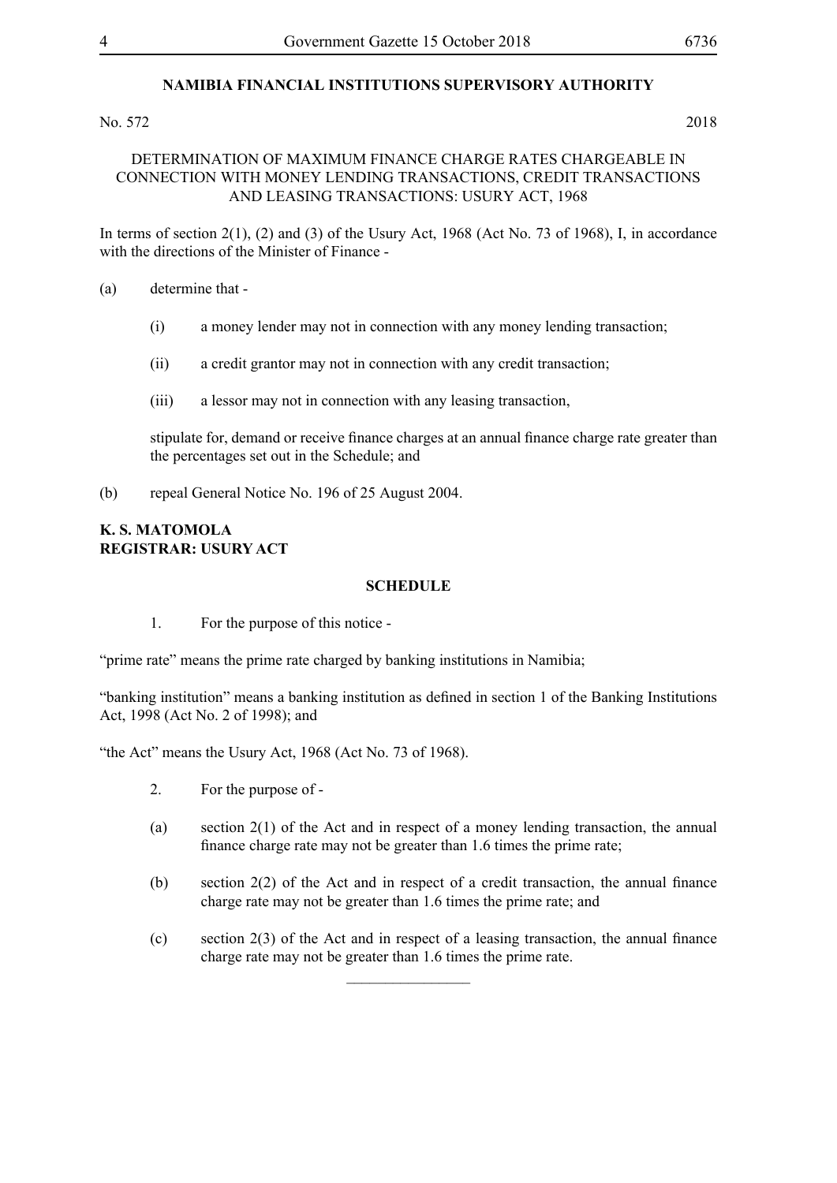## NAMIBIA FINANCIAL INSTITUTIONS SUPERVISORY AUTHORITY

No. 572 2018

DETERMINATION OF MAXIMUM FINANCE CHARGE RATES CHARGEABLE IN CONNECTION WITH MONEY LENDING TRANSACTIONS, CREDIT TRANSACTIONS AND LEASING TRANSACTIONS: USURY ACT, 1968

In terms of section 2(1), (2) and (3) of the Usury Act, 1968 (Act No. 73 of 1968), I, in accordance with the directions of the Minister of Finance -

(a) determine that -

(i) a money lender may not in connection with any money lending transaction;

(ii) a credit grantor may not in connection with any credit transaction;

(iii) a lessor may not in connection with any leasing transaction,

stipulate for, demand or receive finance charges at an annual finance charge rate greater than the percentages set out in the Schedule; and

(b) repeal General Notice No. 196 of 25 August 2004.

**K. S. MATOMOLA**
**REGISTRAR: USURY ACT**

**SCHEDULE**

1. For the purpose of this notice -

"prime rate" means the prime rate charged by banking institutions in Namibia;

"banking institution" means a banking institution as defined in section 1 of the Banking Institutions Act, 1998 (Act No. 2 of 1998); and

"the Act" means the Usury Act, 1968 (Act No. 73 of 1968).

2. For the purpose of -

(a) section 2(1) of the Act and in respect of a money lending transaction, the annual finance charge rate may not be greater than 1.6 times the prime rate;

(b) section 2(2) of the Act and in respect of a credit transaction, the annual finance charge rate may not be greater than 1.6 times the prime rate; and

(c) section 2(3) of the Act and in respect of a leasing transaction, the annual finance charge rate may not be greater than 1.6 times the prime rate.

________________